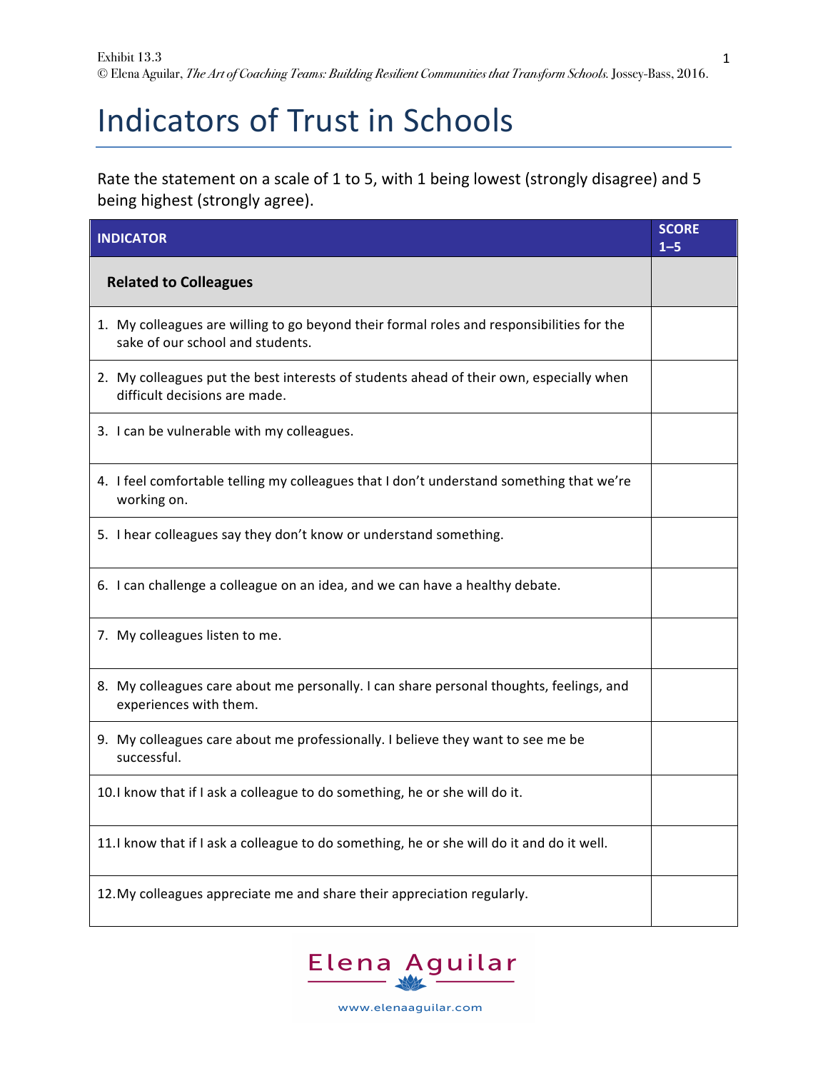Exhibit 13.3
© Elena Aguilar, *The Art of Coaching Teams: Building Resilient Communities that Transform Schools.* Jossey-Bass, 2016.

# Indicators of Trust in Schools

Rate the statement on a scale of 1 to 5, with 1 being lowest (strongly disagree) and 5 being highest (strongly agree).

| INDICATOR | SCORE 1–5 |
|---|---|
| **Related to Colleagues** | |
| 1. My colleagues are willing to go beyond their formal roles and responsibilities for the sake of our school and students. | |
| 2. My colleagues put the best interests of students ahead of their own, especially when difficult decisions are made. | |
| 3. I can be vulnerable with my colleagues. | |
| 4. I feel comfortable telling my colleagues that I don't understand something that we're working on. | |
| 5. I hear colleagues say they don't know or understand something. | |
| 6. I can challenge a colleague on an idea, and we can have a healthy debate. | |
| 7. My colleagues listen to me. | |
| 8. My colleagues care about me personally. I can share personal thoughts, feelings, and experiences with them. | |
| 9. My colleagues care about me professionally. I believe they want to see me be successful. | |
| 10. I know that if I ask a colleague to do something, he or she will do it. | |
| 11. I know that if I ask a colleague to do something, he or she will do it and do it well. | |
| 12. My colleagues appreciate me and share their appreciation regularly. | |

Elena Aguilar
www.elenaaguilar.com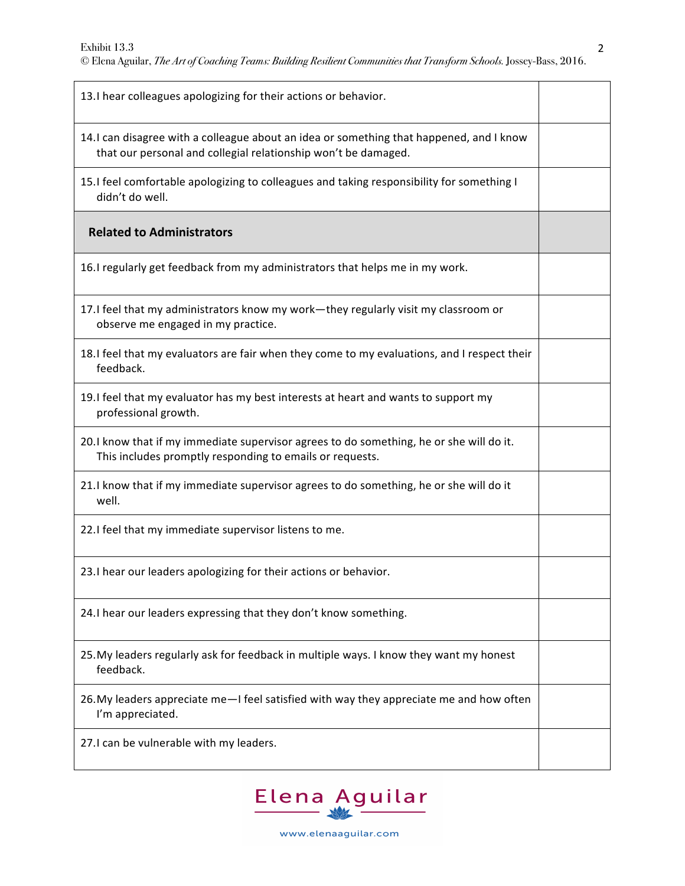| | |
|---|---|
| 13. I hear colleagues apologizing for their actions or behavior. | |
| 14. I can disagree with a colleague about an idea or something that happened, and I know that our personal and collegial relationship won't be damaged. | |
| 15. I feel comfortable apologizing to colleagues and taking responsibility for something I didn't do well. | |
| **Related to Administrators** | |
| 16. I regularly get feedback from my administrators that helps me in my work. | |
| 17. I feel that my administrators know my work—they regularly visit my classroom or observe me engaged in my practice. | |
| 18. I feel that my evaluators are fair when they come to my evaluations, and I respect their feedback. | |
| 19. I feel that my evaluator has my best interests at heart and wants to support my professional growth. | |
| 20. I know that if my immediate supervisor agrees to do something, he or she will do it. This includes promptly responding to emails or requests. | |
| 21. I know that if my immediate supervisor agrees to do something, he or she will do it well. | |
| 22. I feel that my immediate supervisor listens to me. | |
| 23. I hear our leaders apologizing for their actions or behavior. | |
| 24. I hear our leaders expressing that they don't know something. | |
| 25. My leaders regularly ask for feedback in multiple ways. I know they want my honest feedback. | |
| 26. My leaders appreciate me—I feel satisfied with way they appreciate me and how often I'm appreciated. | |
| 27. I can be vulnerable with my leaders. | |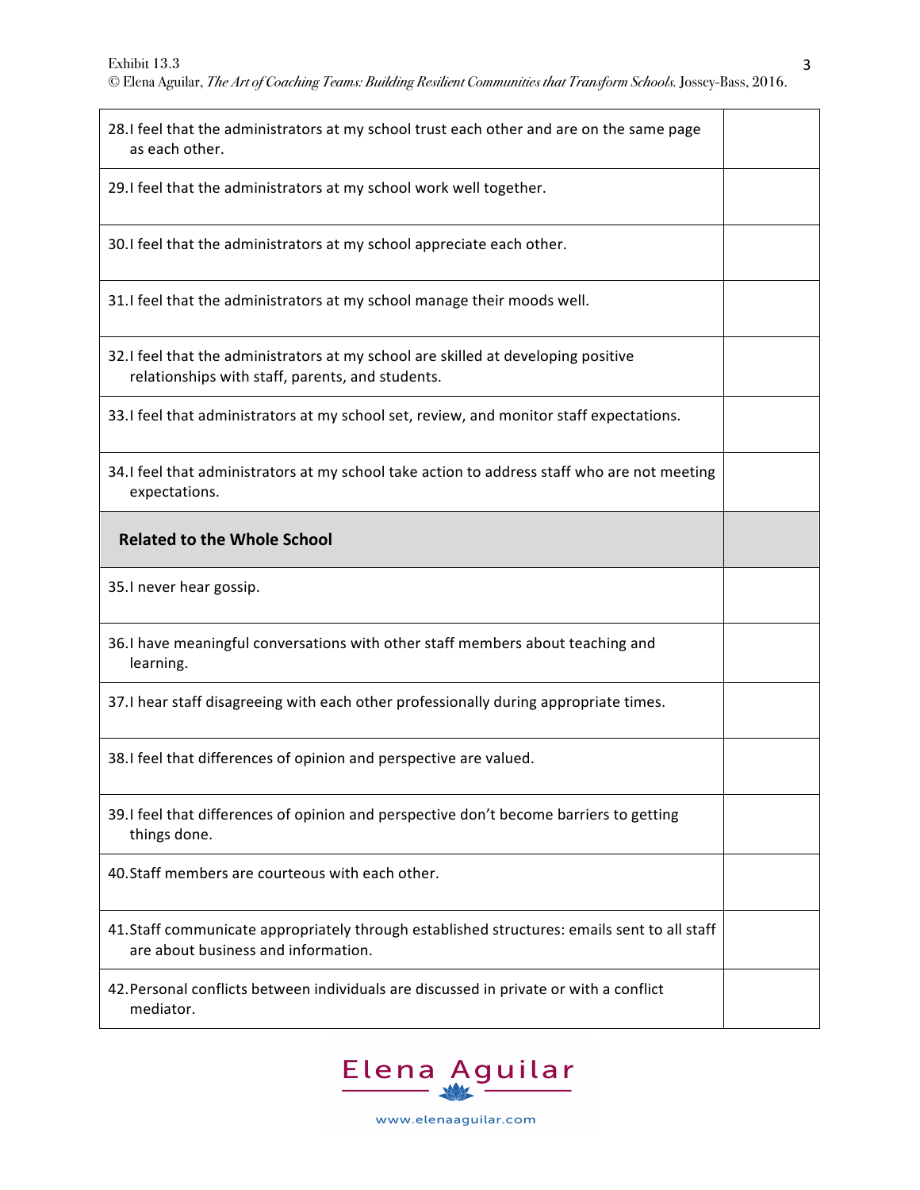| | |
|---|---|
| 28. I feel that the administrators at my school trust each other and are on the same page as each other. | |
| 29. I feel that the administrators at my school work well together. | |
| 30. I feel that the administrators at my school appreciate each other. | |
| 31. I feel that the administrators at my school manage their moods well. | |
| 32. I feel that the administrators at my school are skilled at developing positive relationships with staff, parents, and students. | |
| 33. I feel that administrators at my school set, review, and monitor staff expectations. | |
| 34. I feel that administrators at my school take action to address staff who are not meeting expectations. | |
| **Related to the Whole School** | |
| 35. I never hear gossip. | |
| 36. I have meaningful conversations with other staff members about teaching and learning. | |
| 37. I hear staff disagreeing with each other professionally during appropriate times. | |
| 38. I feel that differences of opinion and perspective are valued. | |
| 39. I feel that differences of opinion and perspective don't become barriers to getting things done. | |
| 40. Staff members are courteous with each other. | |
| 41. Staff communicate appropriately through established structures: emails sent to all staff are about business and information. | |
| 42. Personal conflicts between individuals are discussed in private or with a conflict mediator. | |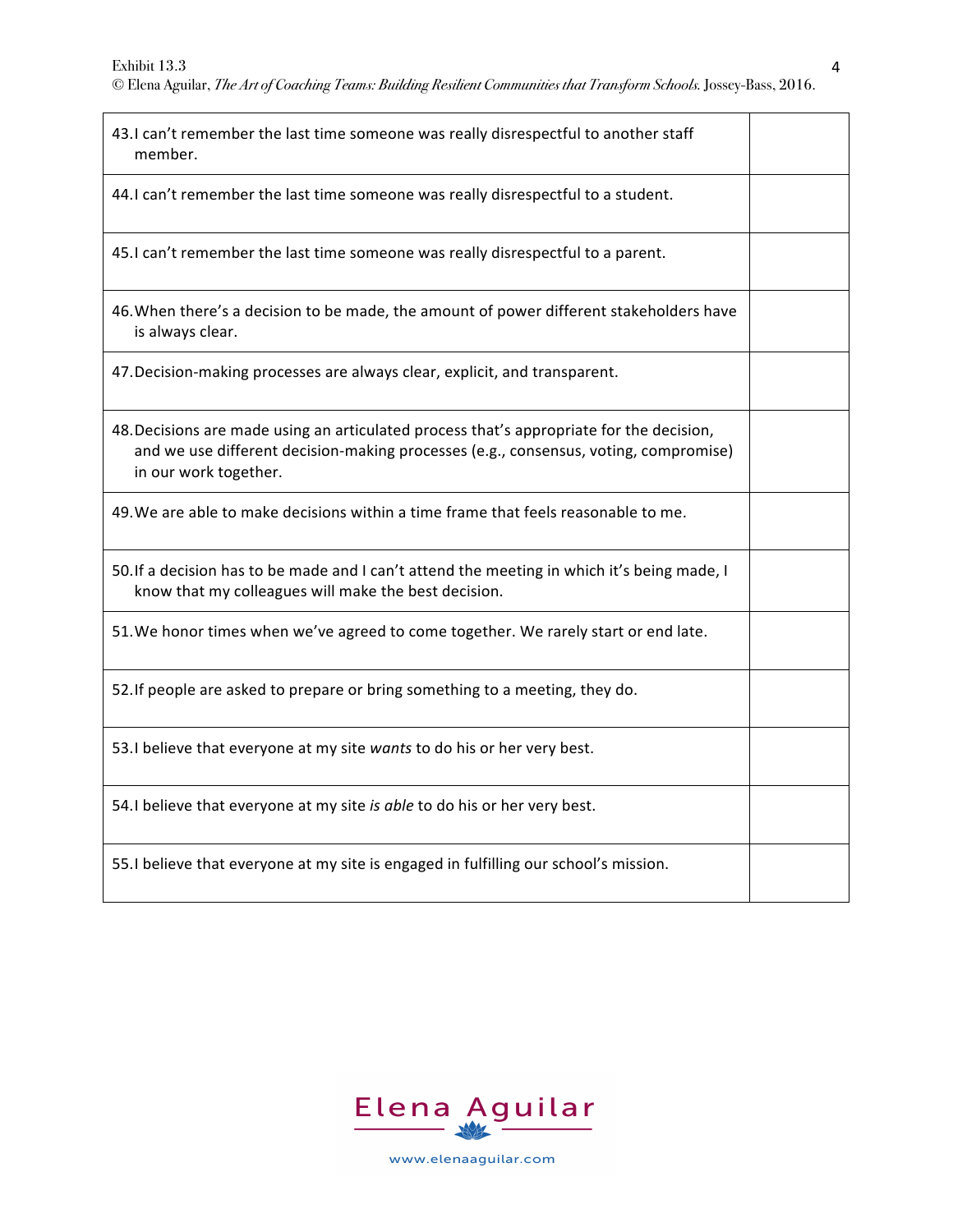| | |
|---|---|
| 43. I can't remember the last time someone was really disrespectful to another staff member. | |
| 44. I can't remember the last time someone was really disrespectful to a student. | |
| 45. I can't remember the last time someone was really disrespectful to a parent. | |
| 46. When there's a decision to be made, the amount of power different stakeholders have is always clear. | |
| 47. Decision-making processes are always clear, explicit, and transparent. | |
| 48. Decisions are made using an articulated process that's appropriate for the decision, and we use different decision-making processes (e.g., consensus, voting, compromise) in our work together. | |
| 49. We are able to make decisions within a time frame that feels reasonable to me. | |
| 50. If a decision has to be made and I can't attend the meeting in which it's being made, I know that my colleagues will make the best decision. | |
| 51. We honor times when we've agreed to come together. We rarely start or end late. | |
| 52. If people are asked to prepare or bring something to a meeting, they do. | |
| 53. I believe that everyone at my site *wants* to do his or her very best. | |
| 54. I believe that everyone at my site *is able* to do his or her very best. | |
| 55. I believe that everyone at my site is engaged in fulfilling our school's mission. | |